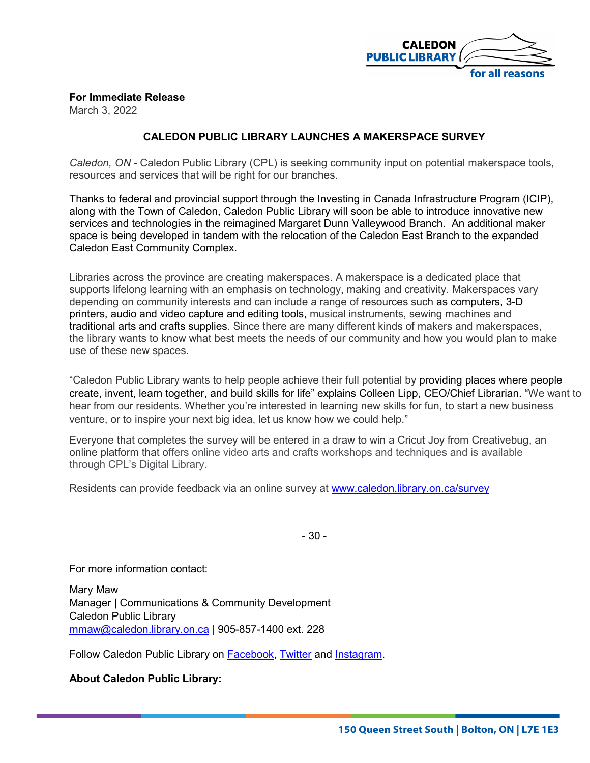CALEDON PUBLIC LIBRARY for all reasons

**For Immediate Release**
March 3, 2022

## CALEDON PUBLIC LIBRARY LAUNCHES A MAKERSPACE SURVEY

*Caledon, ON* - Caledon Public Library (CPL) is seeking community input on potential makerspace tools, resources and services that will be right for our branches.

Thanks to federal and provincial support through the Investing in Canada Infrastructure Program (ICIP), along with the Town of Caledon, Caledon Public Library will soon be able to introduce innovative new services and technologies in the reimagined Margaret Dunn Valleywood Branch. An additional maker space is being developed in tandem with the relocation of the Caledon East Branch to the expanded Caledon East Community Complex.

Libraries across the province are creating makerspaces. A makerspace is a dedicated place that supports lifelong learning with an emphasis on technology, making and creativity. Makerspaces vary depending on community interests and can include a range of resources such as computers, 3-D printers, audio and video capture and editing tools, musical instruments, sewing machines and traditional arts and crafts supplies. Since there are many different kinds of makers and makerspaces, the library wants to know what best meets the needs of our community and how you would plan to make use of these new spaces.

"Caledon Public Library wants to help people achieve their full potential by providing places where people create, invent, learn together, and build skills for life" explains Colleen Lipp, CEO/Chief Librarian. "We want to hear from our residents. Whether you're interested in learning new skills for fun, to start a new business venture, or to inspire your next big idea, let us know how we could help."

Everyone that completes the survey will be entered in a draw to win a Cricut Joy from Creativebug, an online platform that offers online video arts and crafts workshops and techniques and is available through CPL's Digital Library.

Residents can provide feedback via an online survey at [www.caledon.library.on.ca/survey](www.caledon.library.on.ca/survey)

\- 30 -

For more information contact:

Mary Maw
Manager | Communications & Community Development
Caledon Public Library
[mmaw@caledon.library.on.ca](mailto:mmaw@caledon.library.on.ca) | 905-857-1400 ext. 228

Follow Caledon Public Library on Facebook, Twitter and Instagram.

**About Caledon Public Library:**

150 Queen Street South | Bolton, ON | L7E 1E3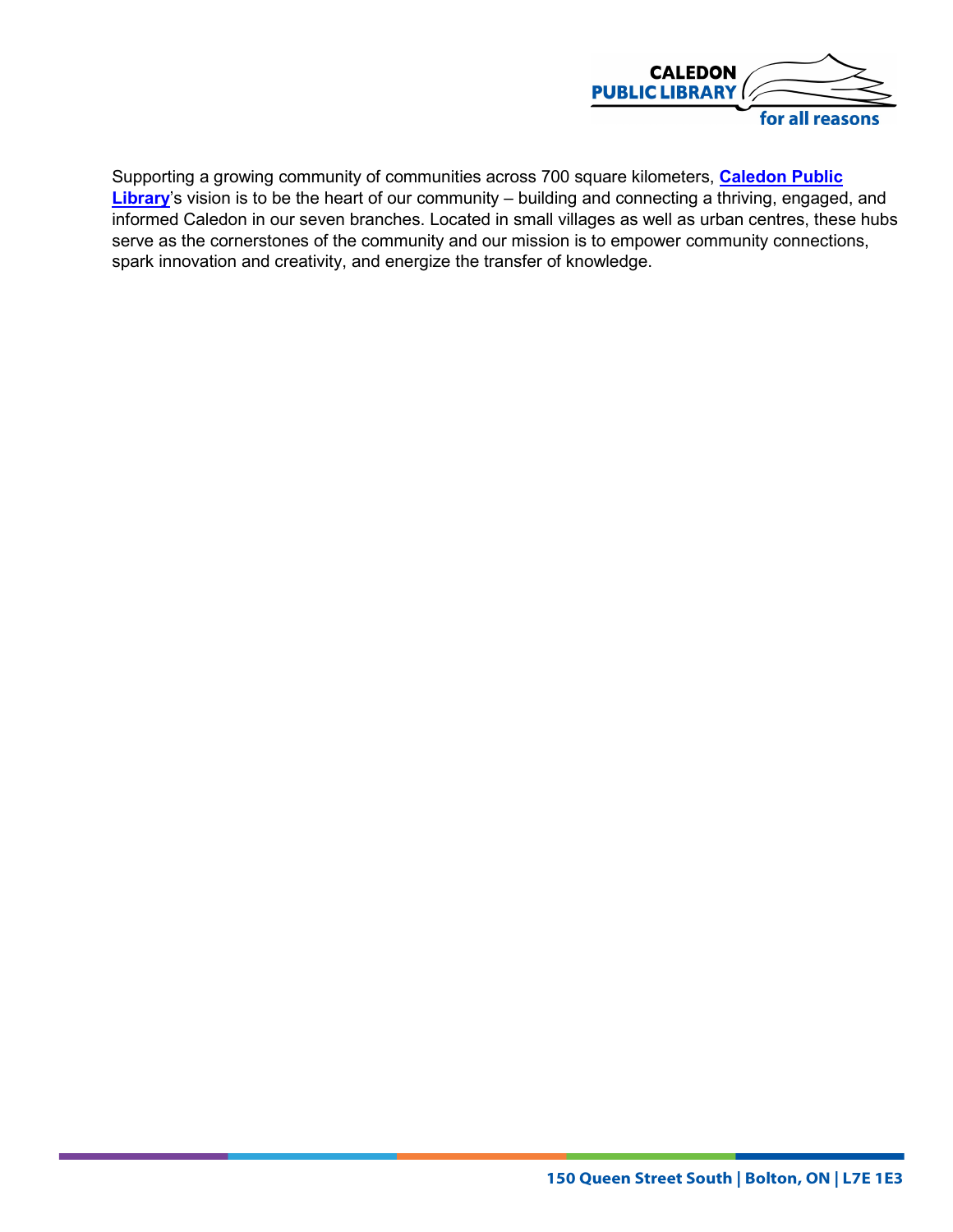Supporting a growing community of communities across 700 square kilometers, **Caledon Public Library**'s vision is to be the heart of our community – building and connecting a thriving, engaged, and informed Caledon in our seven branches. Located in small villages as well as urban centres, these hubs serve as the cornerstones of the community and our mission is to empower community connections, spark innovation and creativity, and energize the transfer of knowledge.